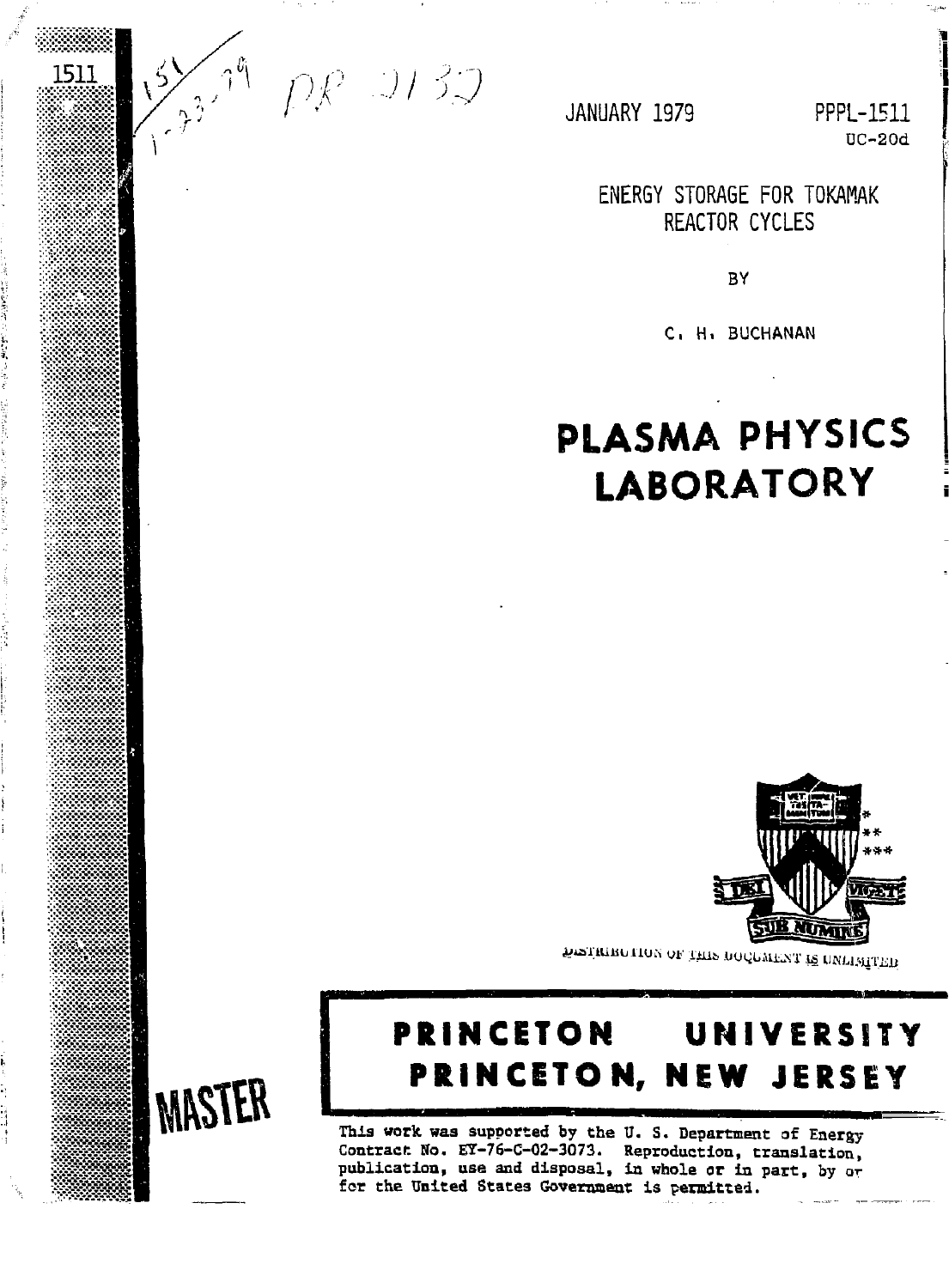1511

JANUARY 1979 PPPL-1511
UC-20d

# ENERGY STORAGE FOR TOKAMAK REACTOR CYCLES

BY

C. H. BUCHANAN

# PLASMA PHYSICS LABORATORY

DISTRIBUTION OF THIS DOCUMENT IS UNLIMITED

# PRINCETON UNIVERSITY
# PRINCETON, NEW JERSEY

MASTER

This work was supported by the U. S. Department of Energy Contract No. EY-76-C-02-3073. Reproduction, translation, publication, use and disposal, in whole or in part, by or for the United States Government is permitted.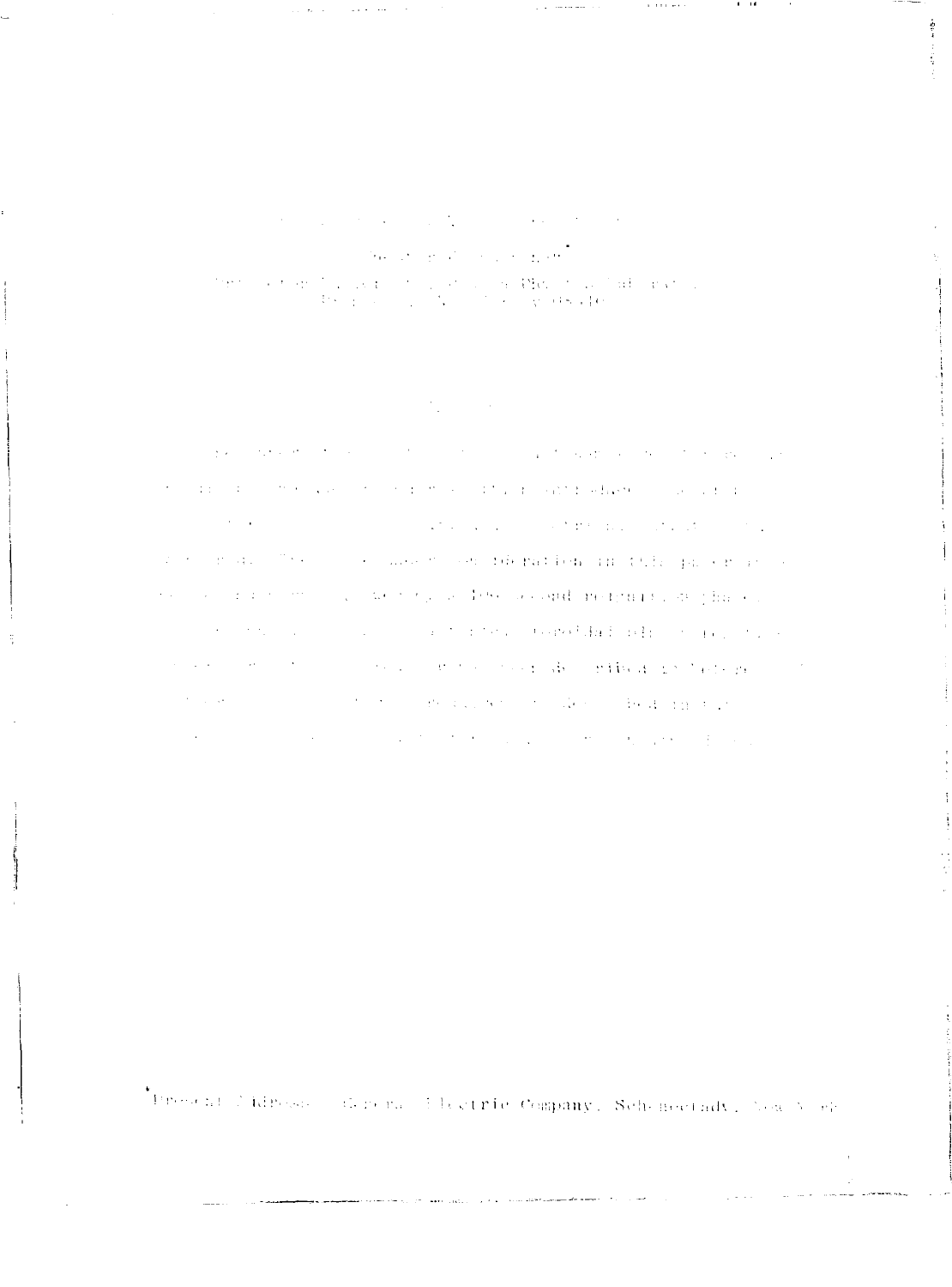*Present address: General Electric Company, Schenectady, New York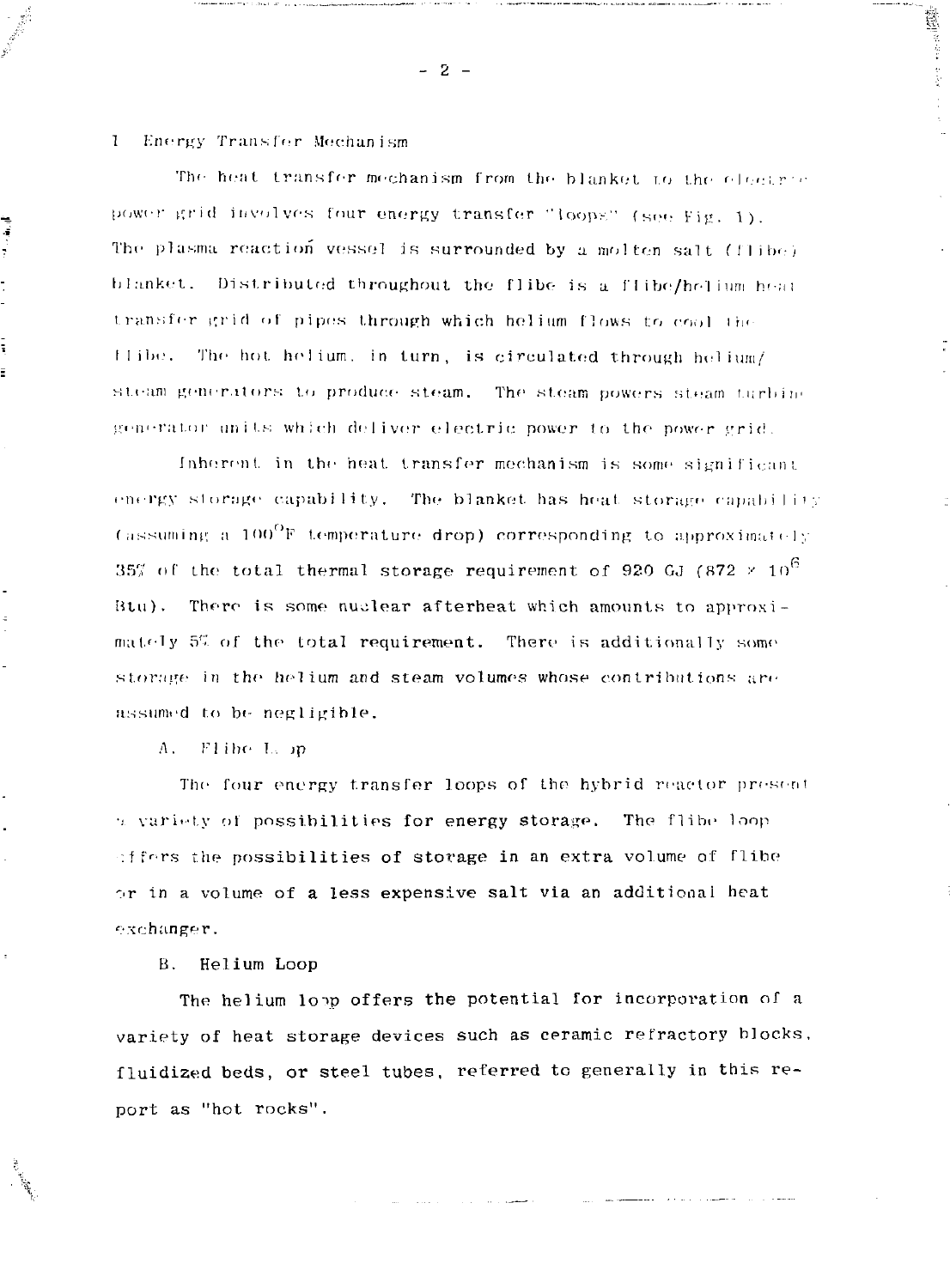## I Energy Transfer Mechanism

The heat transfer mechanism from the blanket to the electric power grid involves four energy transfer "loops" (see Fig. 1). The plasma reaction vessel is surrounded by a molten salt (flibe) blanket. Distributed throughout the flibe is a flibe/helium heat transfer grid of pipes through which helium flows to cool the flibe. The hot helium, in turn, is circulated through helium/steam generators to produce steam. The steam powers steam turbine generator units which deliver electric power to the power grid.

Inherent in the heat transfer mechanism is some significant energy storage capability. The blanket has heat storage capability (assuming a $100^{\circ}$F temperature drop) corresponding to approximately 35% of the total thermal storage requirement of 920 GJ ($872 \times 10^{6}$ Btu). There is some nuclear afterheat which amounts to approximately 5% of the total requirement. There is additionally some storage in the helium and steam volumes whose contributions are assumed to be negligible.

### A. Flibe Loop

The four energy transfer loops of the hybrid reactor present a variety of possibilities for energy storage. The flibe loop offers the possibilities of storage in an extra volume of flibe or in a volume of a less expensive salt via an additional heat exchanger.

### B. Helium Loop

The helium loop offers the potential for incorporation of a variety of heat storage devices such as ceramic refractory blocks, fluidized beds, or steel tubes, referred to generally in this report as "hot rocks".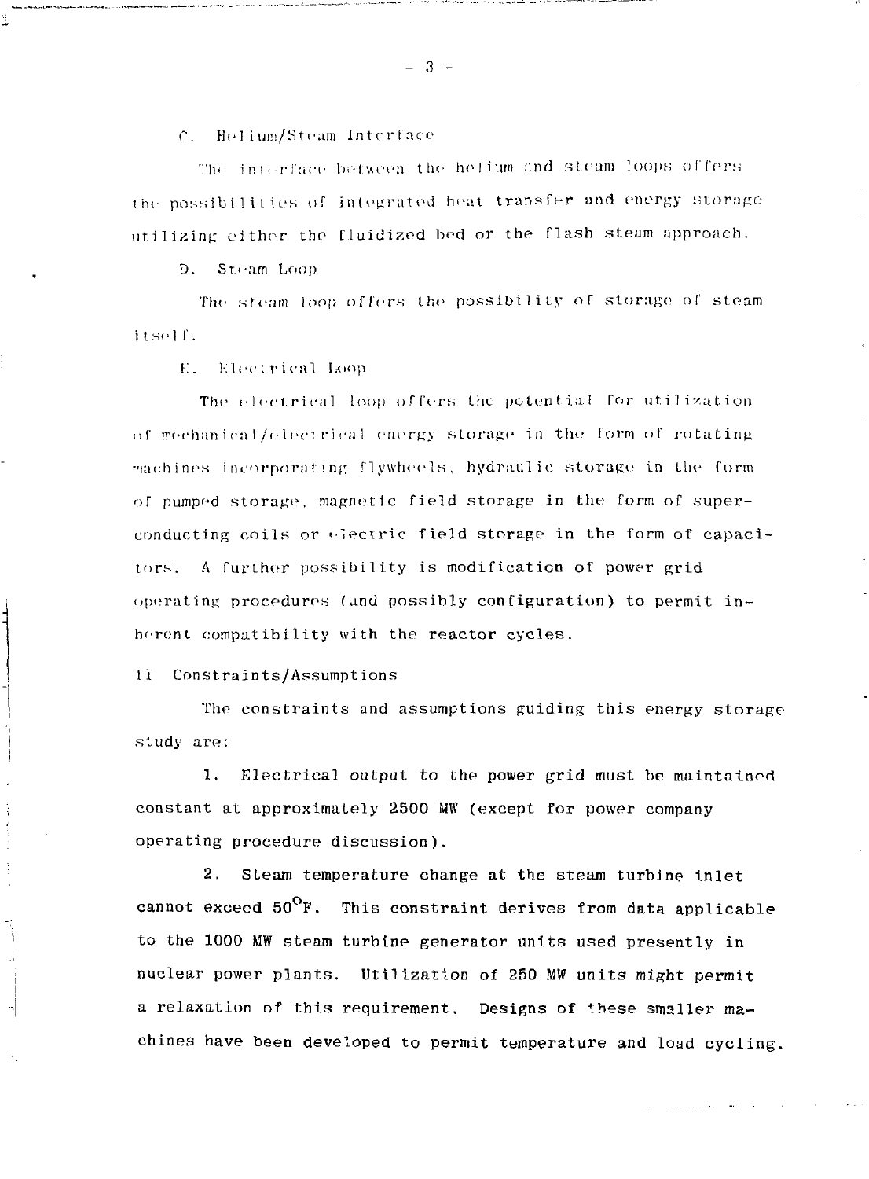C. Helium/Steam Interface

The interface between the helium and steam loops offers the possibilities of integrated heat transfer and energy storage utilizing either the fluidized bed or the flash steam approach.

D. Steam Loop

The steam loop offers the possibility of storage of steam itself.

E. Electrical Loop

The electrical loop offers the potential for utilization of mechanical/electrical energy storage in the form of rotating machines incorporating flywheels, hydraulic storage in the form of pumped storage, magnetic field storage in the form of superconducting coils or electric field storage in the form of capacitors. A further possibility is modification of power grid operating procedures (and possibly configuration) to permit inherent compatibility with the reactor cycles.

## II Constraints/Assumptions

The constraints and assumptions guiding this energy storage study are:

1. Electrical output to the power grid must be maintained constant at approximately 2500 MW (except for power company operating procedure discussion).

2. Steam temperature change at the steam turbine inlet cannot exceed 50$^{\circ}$F. This constraint derives from data applicable to the 1000 MW steam turbine generator units used presently in nuclear power plants. Utilization of 250 MW units might permit a relaxation of this requirement. Designs of these smaller machines have been developed to permit temperature and load cycling.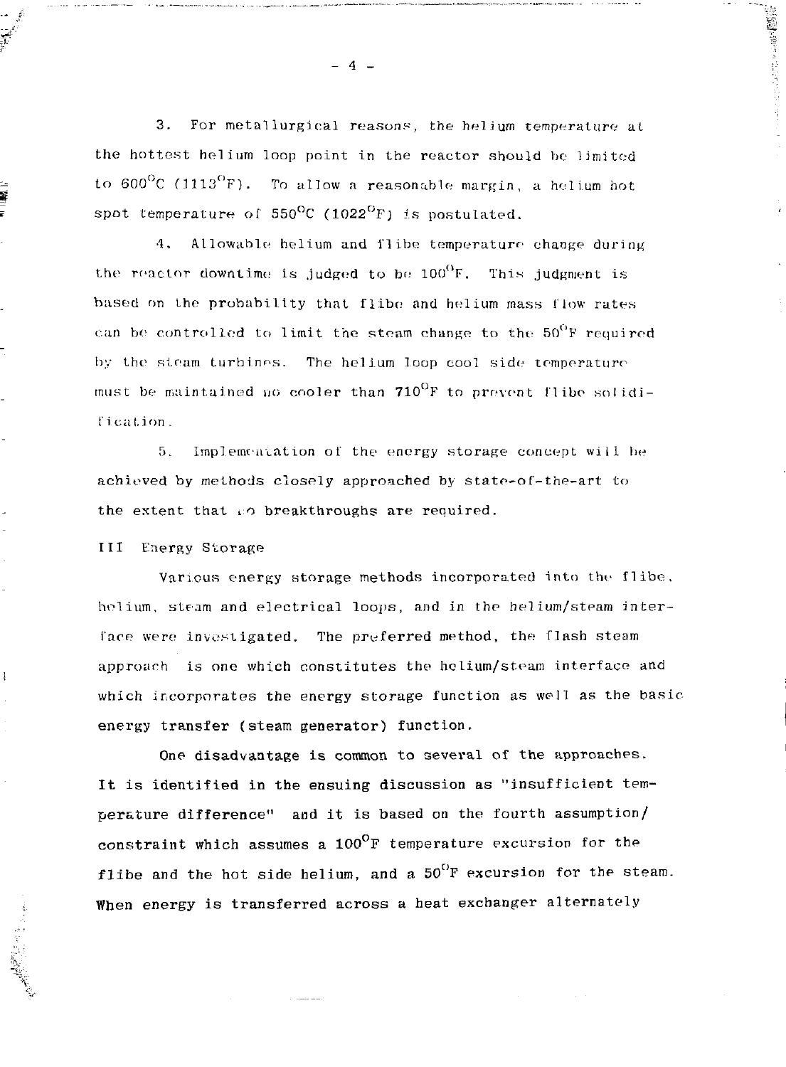3. For metallurgical reasons, the helium temperature at the hottest helium loop point in the reactor should be limited to 600$^{O}$C (1113$^{O}$F). To allow a reasonable margin, a helium hot spot temperature of 550$^{O}$C (1022$^{O}$F) is postulated.

4. Allowable helium and flibe temperature change during the reactor downtime is judged to be 100$^{O}$F. This judgment is based on the probability that flibe and helium mass flow rates can be controlled to limit the steam change to the 50$^{O}$F required by the steam turbines. The helium loop cool side temperature must be maintained no cooler than 710$^{O}$F to prevent flibe solidification.

5. Implementation of the energy storage concept will be achieved by methods closely approached by state-of-the-art to the extent that no breakthroughs are required.

## III Energy Storage

Various energy storage methods incorporated into the flibe, helium, steam and electrical loops, and in the helium/steam interface were investigated. The preferred method, the flash steam approach is one which constitutes the helium/steam interface and which incorporates the energy storage function as well as the basic energy transfer (steam generator) function.

One disadvantage is common to several of the approaches. It is identified in the ensuing discussion as "insufficient temperature difference" and it is based on the fourth assumption/constraint which assumes a 100$^{O}$F temperature excursion for the flibe and the hot side helium, and a 50$^{O}$F excursion for the steam. When energy is transferred across a heat exchanger alternately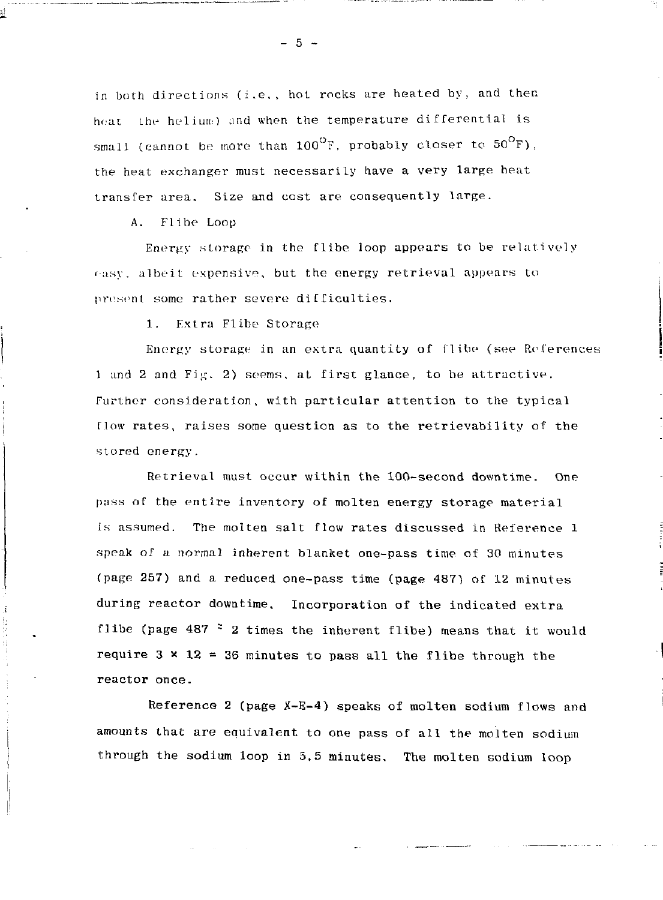in both directions (i.e., hot rocks are heated by, and then heat the helium) and when the temperature differential is small (cannot be more than $100^{\circ}$F, probably closer to $50^{\circ}$F), the heat exchanger must necessarily have a very large heat transfer area. Size and cost are consequently large.

### A. Flibe Loop

Energy storage in the flibe loop appears to be relatively easy, albeit expensive, but the energy retrieval appears to present some rather severe difficulties.

#### 1. Extra Flibe Storage

Energy storage in an extra quantity of flibe (see References 1 and 2 and Fig. 2) seems, at first glance, to be attractive. Further consideration, with particular attention to the typical flow rates, raises some question as to the retrievability of the stored energy.

Retrieval must occur within the 100-second downtime. One pass of the entire inventory of molten energy storage material is assumed. The molten salt flow rates discussed in Reference 1 speak of a normal inherent blanket one-pass time of 30 minutes (page 257) and a reduced one-pass time (page 487) of 12 minutes during reactor downtime. Incorporation of the indicated extra flibe (page 487 $\approx$ 2 times the inherent flibe) means that it would require $3 \times 12 = 36$ minutes to pass all the flibe through the reactor once.

Reference 2 (page X-E-4) speaks of molten sodium flows and amounts that are equivalent to one pass of all the molten sodium through the sodium loop in 5.5 minutes. The molten sodium loop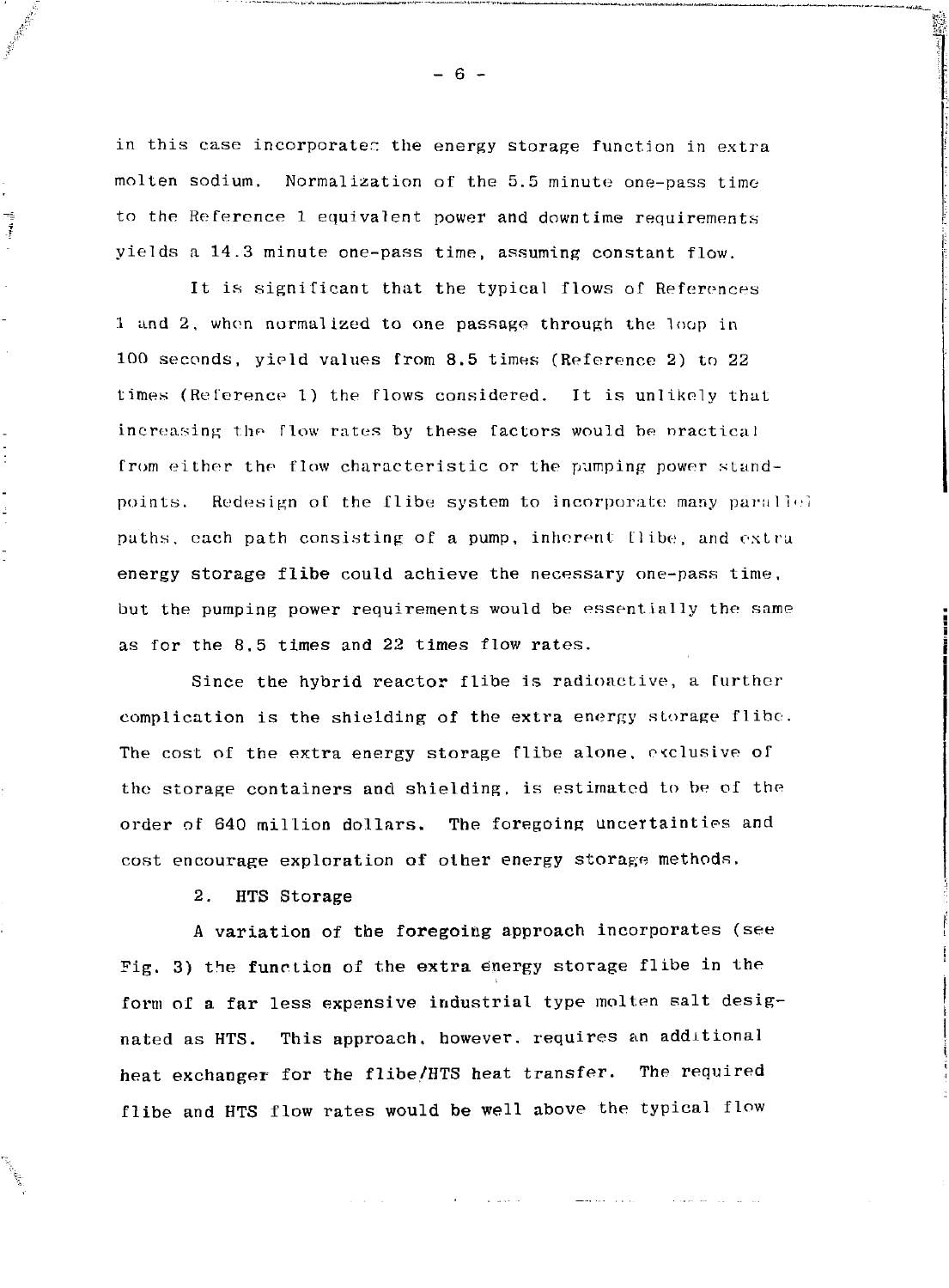in this case incorporates the energy storage function in extra molten sodium. Normalization of the 5.5 minute one-pass time to the Reference 1 equivalent power and downtime requirements yields a 14.3 minute one-pass time, assuming constant flow.

It is significant that the typical flows of References 1 and 2, when normalized to one passage through the loop in 100 seconds, yield values from 8.5 times (Reference 2) to 22 times (Reference 1) the flows considered. It is unlikely that increasing the flow rates by these factors would be practical from either the flow characteristic or the pumping power standpoints. Redesign of the flibe system to incorporate many parallel paths, each path consisting of a pump, inherent flibe, and extra energy storage flibe could achieve the necessary one-pass time, but the pumping power requirements would be essentially the same as for the 8.5 times and 22 times flow rates.

Since the hybrid reactor flibe is radioactive, a further complication is the shielding of the extra energy storage flibe. The cost of the extra energy storage flibe alone, exclusive of the storage containers and shielding, is estimated to be of the order of 640 million dollars. The foregoing uncertainties and cost encourage exploration of other energy storage methods.

2. HTS Storage

A variation of the foregoing approach incorporates (see Fig. 3) the function of the extra energy storage flibe in the form of a far less expensive industrial type molten salt designated as HTS. This approach, however, requires an additional heat exchanger for the flibe/HTS heat transfer. The required flibe and HTS flow rates would be well above the typical flow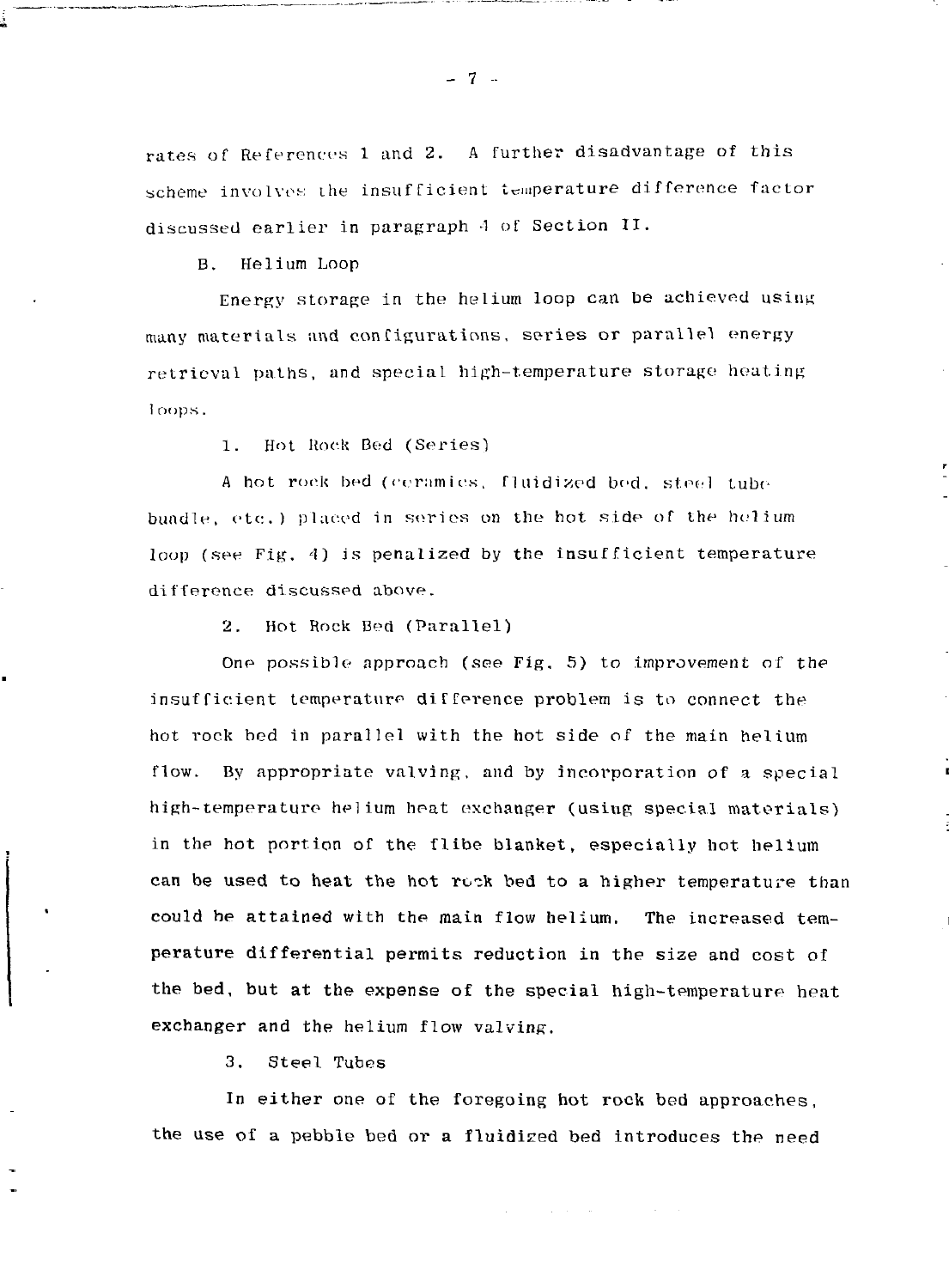rates of References 1 and 2. A further disadvantage of this scheme involves the insufficient temperature difference factor discussed earlier in paragraph 4 of Section II.

### B. Helium Loop

Energy storage in the helium loop can be achieved using many materials and configurations, series or parallel energy retrieval paths, and special high-temperature storage heating loops.

#### 1. Hot Rock Bed (Series)

A hot rock bed (ceramics, fluidized bed, steel tube bundle, etc.) placed in series on the hot side of the helium loop (see Fig. 4) is penalized by the insufficient temperature difference discussed above.

#### 2. Hot Rock Bed (Parallel)

One possible approach (see Fig. 5) to improvement of the insufficient temperature difference problem is to connect the hot rock bed in parallel with the hot side of the main helium flow. By appropriate valving, and by incorporation of a special high-temperature helium heat exchanger (using special materials) in the hot portion of the flibe blanket, especially hot helium can be used to heat the hot rock bed to a higher temperature than could be attained with the main flow helium. The increased temperature differential permits reduction in the size and cost of the bed, but at the expense of the special high-temperature heat exchanger and the helium flow valving.

#### 3. Steel Tubes

In either one of the foregoing hot rock bed approaches, the use of a pebble bed or a fluidized bed introduces the need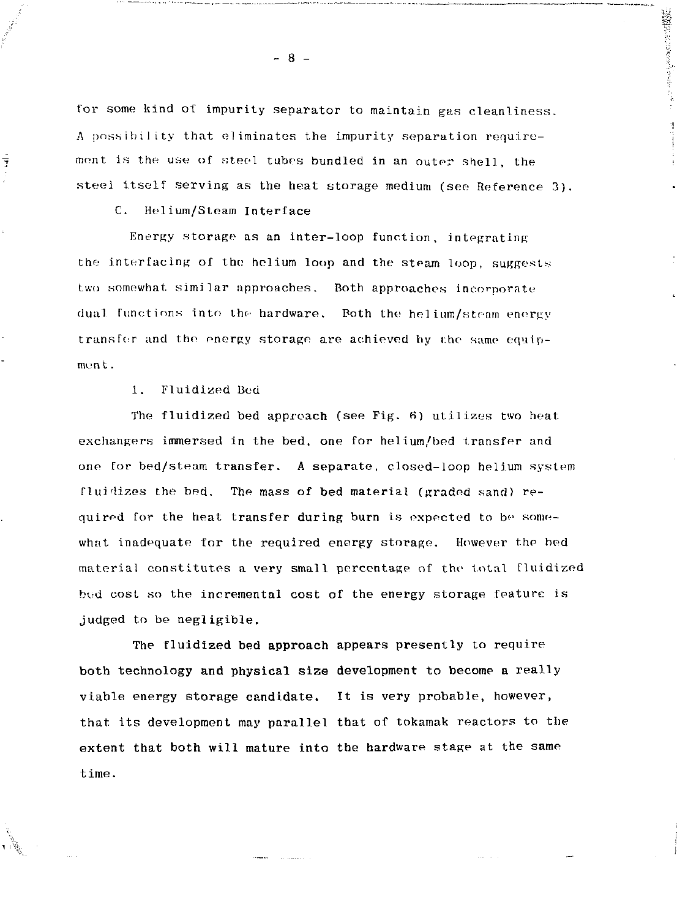for some kind of impurity separator to maintain gas cleanliness. A possibility that eliminates the impurity separation requirement is the use of steel tubes bundled in an outer shell, the steel itself serving as the heat storage medium (see Reference 3).

### C. Helium/Steam Interface

Energy storage as an inter-loop function, integrating the interfacing of the helium loop and the steam loop, suggests two somewhat similar approaches. Both approaches incorporate dual functions into the hardware. Both the helium/steam energy transfer and the energy storage are achieved by the same equipment.

#### 1. Fluidized Bed

The fluidized bed approach (see Fig. 6) utilizes two heat exchangers immersed in the bed, one for helium/bed transfer and one for bed/steam transfer. A separate, closed-loop helium system fluidizes the bed. The mass of bed material (graded sand) required for the heat transfer during burn is expected to be somewhat inadequate for the required energy storage. However the bed material constitutes a very small percentage of the total fluidized bed cost so the incremental cost of the energy storage feature is judged to be negligible.

The fluidized bed approach appears presently to require both technology and physical size development to become a really viable energy storage candidate. It is very probable, however, that its development may parallel that of tokamak reactors to the extent that both will mature into the hardware stage at the same time.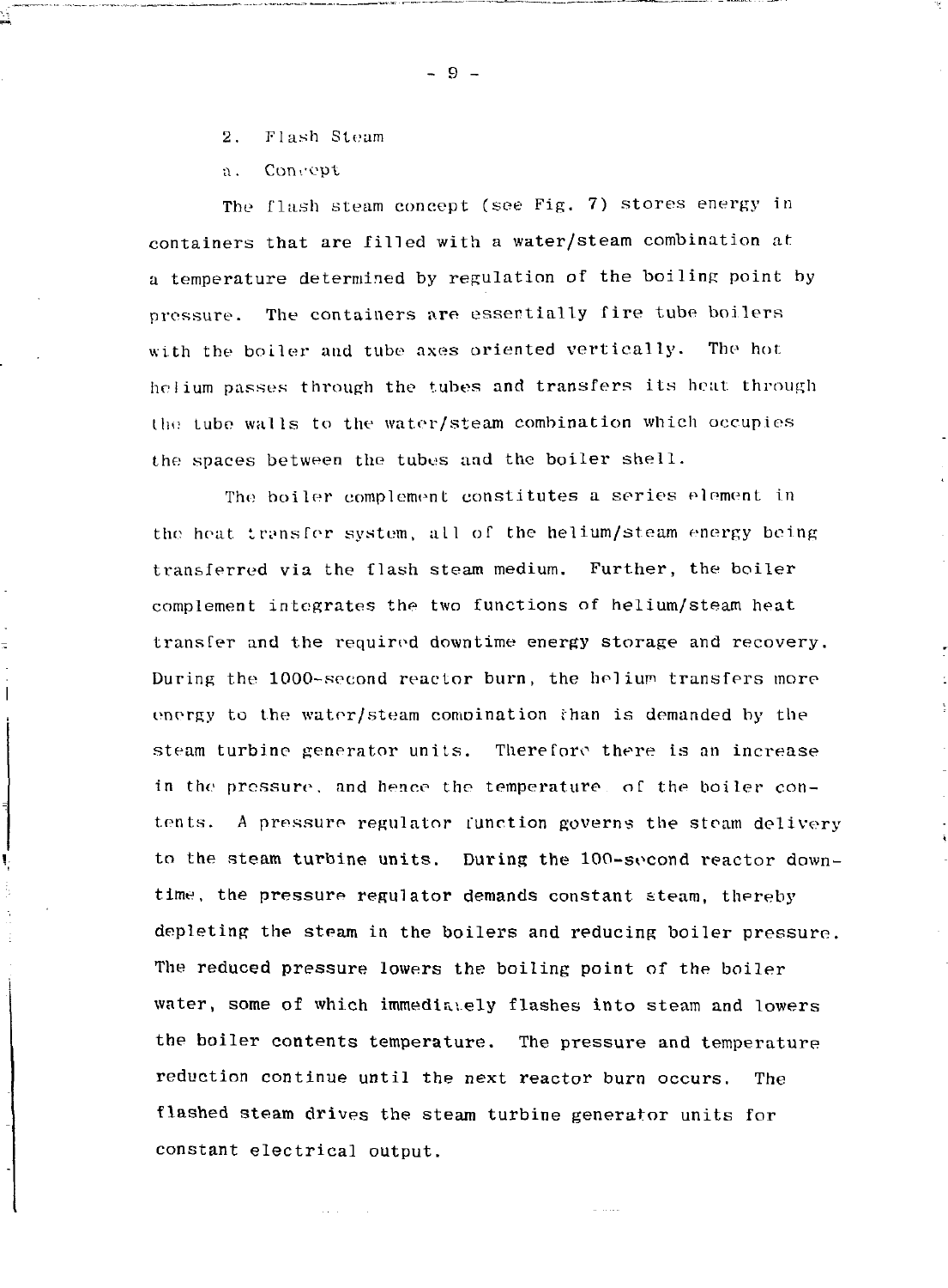## 2. Flash Steam

### a. Concept

The flash steam concept (see Fig. 7) stores energy in containers that are filled with a water/steam combination at a temperature determined by regulation of the boiling point by pressure. The containers are essentially fire tube boilers with the boiler and tube axes oriented vertically. The hot helium passes through the tubes and transfers its heat through the tube walls to the water/steam combination which occupies the spaces between the tubes and the boiler shell.

The boiler complement constitutes a series element in the heat transfer system, all of the helium/steam energy being transferred via the flash steam medium. Further, the boiler complement integrates the two functions of helium/steam heat transfer and the required downtime energy storage and recovery. During the 1000-second reactor burn, the helium transfers more energy to the water/steam combination than is demanded by the steam turbine generator units. Therefore there is an increase in the pressure, and hence the temperature of the boiler contents. A pressure regulator function governs the steam delivery to the steam turbine units. During the 100-second reactor downtime, the pressure regulator demands constant steam, thereby depleting the steam in the boilers and reducing boiler pressure. The reduced pressure lowers the boiling point of the boiler water, some of which immediately flashes into steam and lowers the boiler contents temperature. The pressure and temperature reduction continue until the next reactor burn occurs. The flashed steam drives the steam turbine generator units for constant electrical output.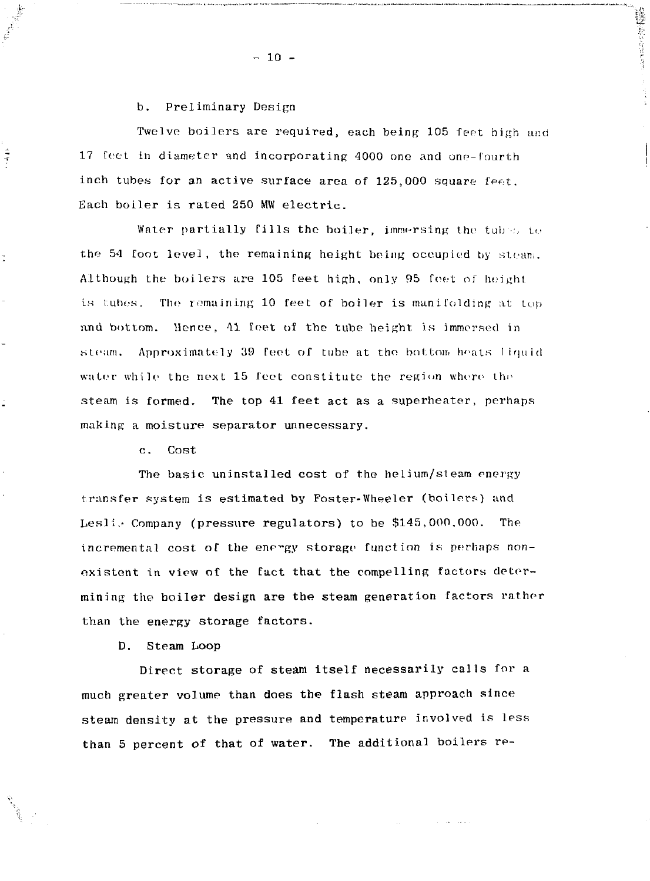b. Preliminary Design

Twelve boilers are required, each being 105 feet high and 17 feet in diameter and incorporating 4000 one and one-fourth inch tubes for an active surface area of 125,000 square feet. Each boiler is rated 250 MW electric.

Water partially fills the boiler, immersing the tubes to the 54 foot level, the remaining height being occupied by steam. Although the boilers are 105 feet high, only 95 feet of height is tubes. The remaining 10 feet of boiler is manifolding at top and bottom. Hence, 41 feet of the tube height is immersed in steam. Approximately 39 feet of tube at the bottom heats liquid water while the next 15 feet constitute the region where the steam is formed. The top 41 feet act as a superheater, perhaps making a moisture separator unnecessary.

c. Cost

The basic uninstalled cost of the helium/steam energy transfer system is estimated by Foster-Wheeler (boilers) and Leslie Company (pressure regulators) to be $145,000,000. The incremental cost of the energy storage function is perhaps nonexistent in view of the fact that the compelling factors determining the boiler design are the steam generation factors rather than the energy storage factors.

D. Steam Loop

Direct storage of steam itself necessarily calls for a much greater volume than does the flash steam approach since steam density at the pressure and temperature involved is less than 5 percent of that of water. The additional boilers re-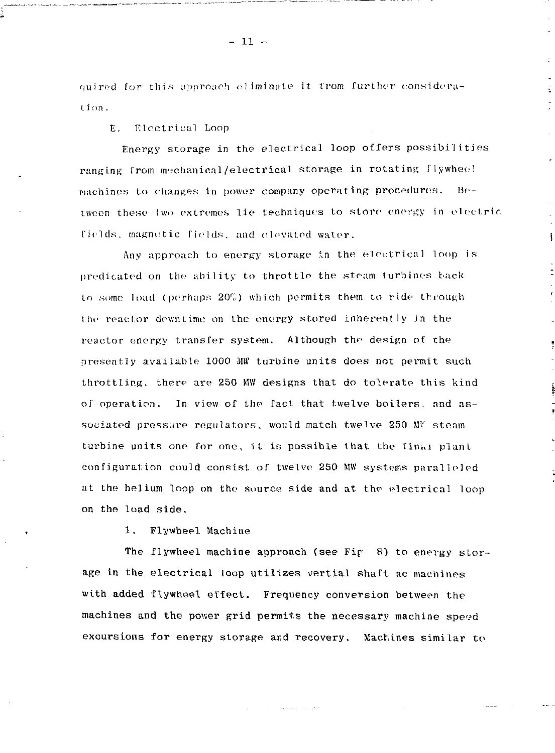quired for this approach eliminate it from further consideration.

E. Electrical Loop

Energy storage in the electrical loop offers possibilities ranging from mechanical/electrical storage in rotating flywheel machines to changes in power company operating procedures. Between these two extremes lie techniques to store energy in electric fields, magnetic fields, and elevated water.

Any approach to energy storage in the electrical loop is predicated on the ability to throttle the steam turbines back to some load (perhaps 20%) which permits them to ride through the reactor downtime on the energy stored inherently in the reactor energy transfer system. Although the design of the presently available 1000 MW turbine units does not permit such throttling, there are 250 MW designs that do tolerate this kind of operation. In view of the fact that twelve boilers, and associated pressure regulators, would match twelve 250 MW steam turbine units one for one, it is possible that the final plant configuration could consist of twelve 250 MW systems paralleled at the helium loop on the source side and at the electrical loop on the load side.

1. Flywheel Machine

The flywheel machine approach (see Fig 8) to energy storage in the electrical loop utilizes vertial shaft ac machines with added flywheel effect. Frequency conversion between the machines and the power grid permits the necessary machine speed excursions for energy storage and recovery. Machines similar to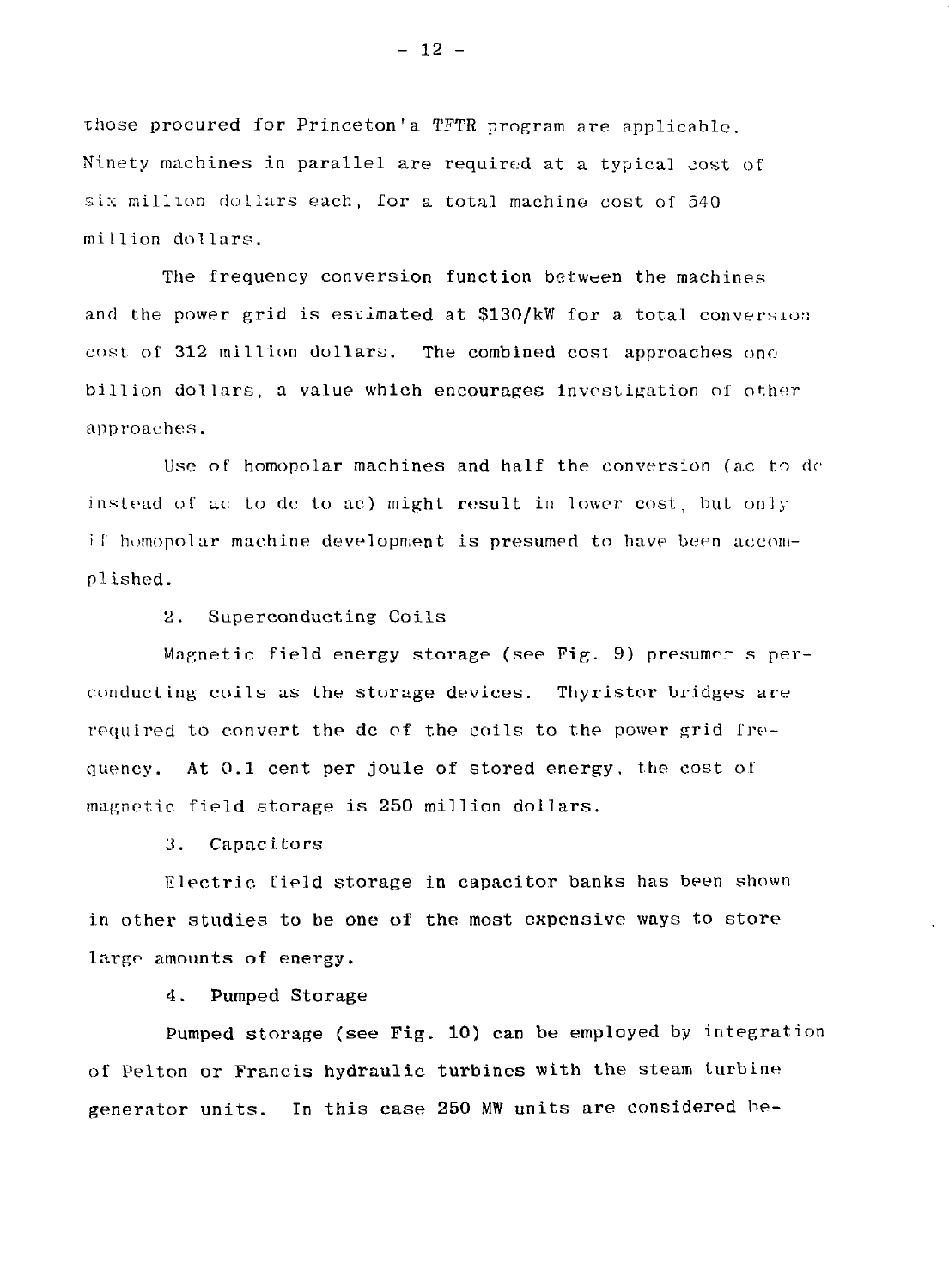those procured for Princeton'a TFTR program are applicable. Ninety machines in parallel are required at a typical cost of six million dollars each, for a total machine cost of 540 million dollars.

The frequency conversion function between the machines and the power grid is estimated at $130/kW for a total conversion cost of 312 million dollars. The combined cost approaches one billion dollars, a value which encourages investigation of other approaches.

Use of homopolar machines and half the conversion (ac to dc instead of ac to dc to ac) might result in lower cost, but only if homopolar machine development is presumed to have been accomplished.

2. Superconducting Coils

Magnetic field energy storage (see Fig. 9) presumes superconducting coils as the storage devices. Thyristor bridges are required to convert the dc of the coils to the power grid frequency. At 0.1 cent per joule of stored energy, the cost of magnetic field storage is 250 million dollars.

3. Capacitors

Electric field storage in capacitor banks has been shown in other studies to be one of the most expensive ways to store large amounts of energy.

4. Pumped Storage

Pumped storage (see Fig. 10) can be employed by integration of Pelton or Francis hydraulic turbines with the steam turbine generator units. In this case 250 MW units are considered be-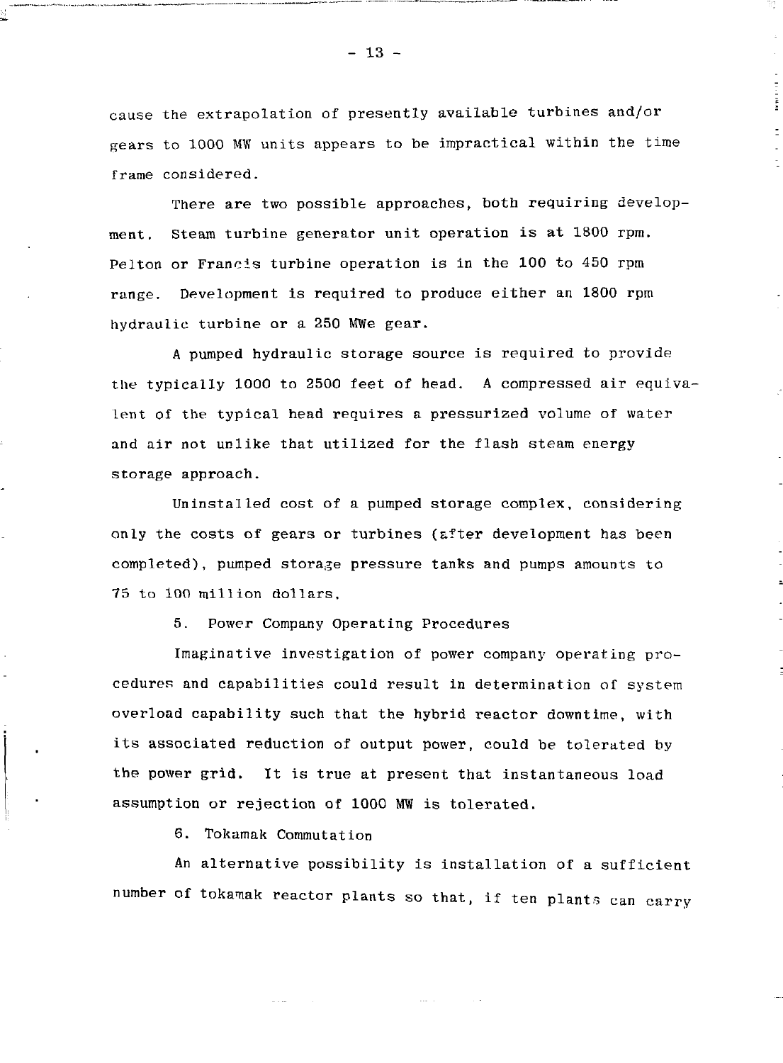cause the extrapolation of presently available turbines and/or gears to 1000 MW units appears to be impractical within the time frame considered.

There are two possible approaches, both requiring development. Steam turbine generator unit operation is at 1800 rpm. Pelton or Francis turbine operation is in the 100 to 450 rpm range. Development is required to produce either an 1800 rpm hydraulic turbine or a 250 MWe gear.

A pumped hydraulic storage source is required to provide the typically 1000 to 2500 feet of head. A compressed air equivalent of the typical head requires a pressurized volume of water and air not unlike that utilized for the flash steam energy storage approach.

Uninstalled cost of a pumped storage complex, considering only the costs of gears or turbines (after development has been completed), pumped storage pressure tanks and pumps amounts to 75 to 100 million dollars.

5. Power Company Operating Procedures

Imaginative investigation of power company operating procedures and capabilities could result in determination of system overload capability such that the hybrid reactor downtime, with its associated reduction of output power, could be tolerated by the power grid. It is true at present that instantaneous load assumption or rejection of 1000 MW is tolerated.

6. Tokamak Commutation

An alternative possibility is installation of a sufficient number of tokamak reactor plants so that, if ten plants can carry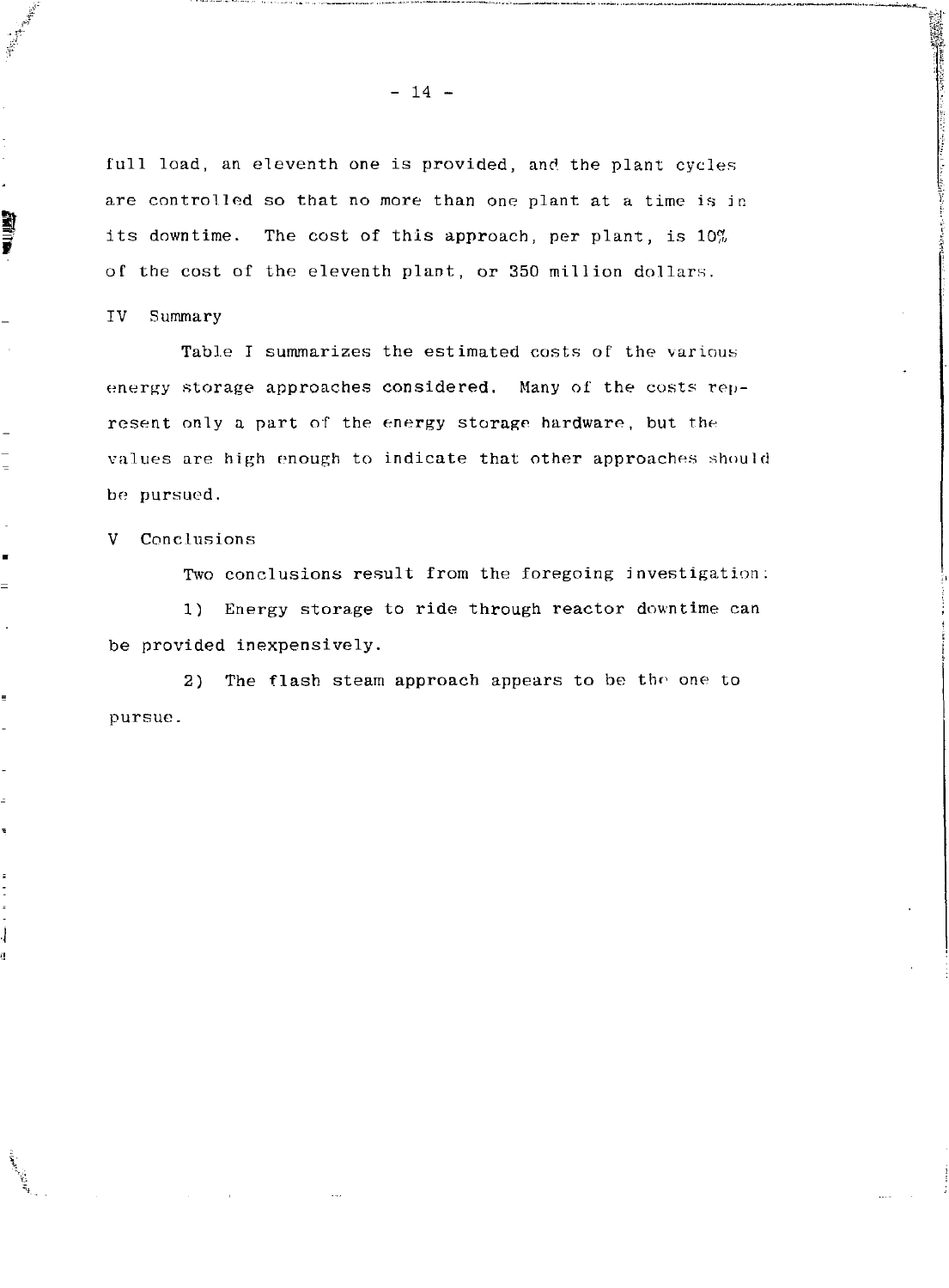full load, an eleventh one is provided, and the plant cycles are controlled so that no more than one plant at a time is in its downtime. The cost of this approach, per plant, is 10% of the cost of the eleventh plant, or 350 million dollars.

## IV Summary

Table I summarizes the estimated costs of the various energy storage approaches considered. Many of the costs represent only a part of the energy storage hardware, but the values are high enough to indicate that other approaches should be pursued.

## V Conclusions

Two conclusions result from the foregoing investigation:

1) Energy storage to ride through reactor downtime can be provided inexpensively.

2) The flash steam approach appears to be the one to pursue.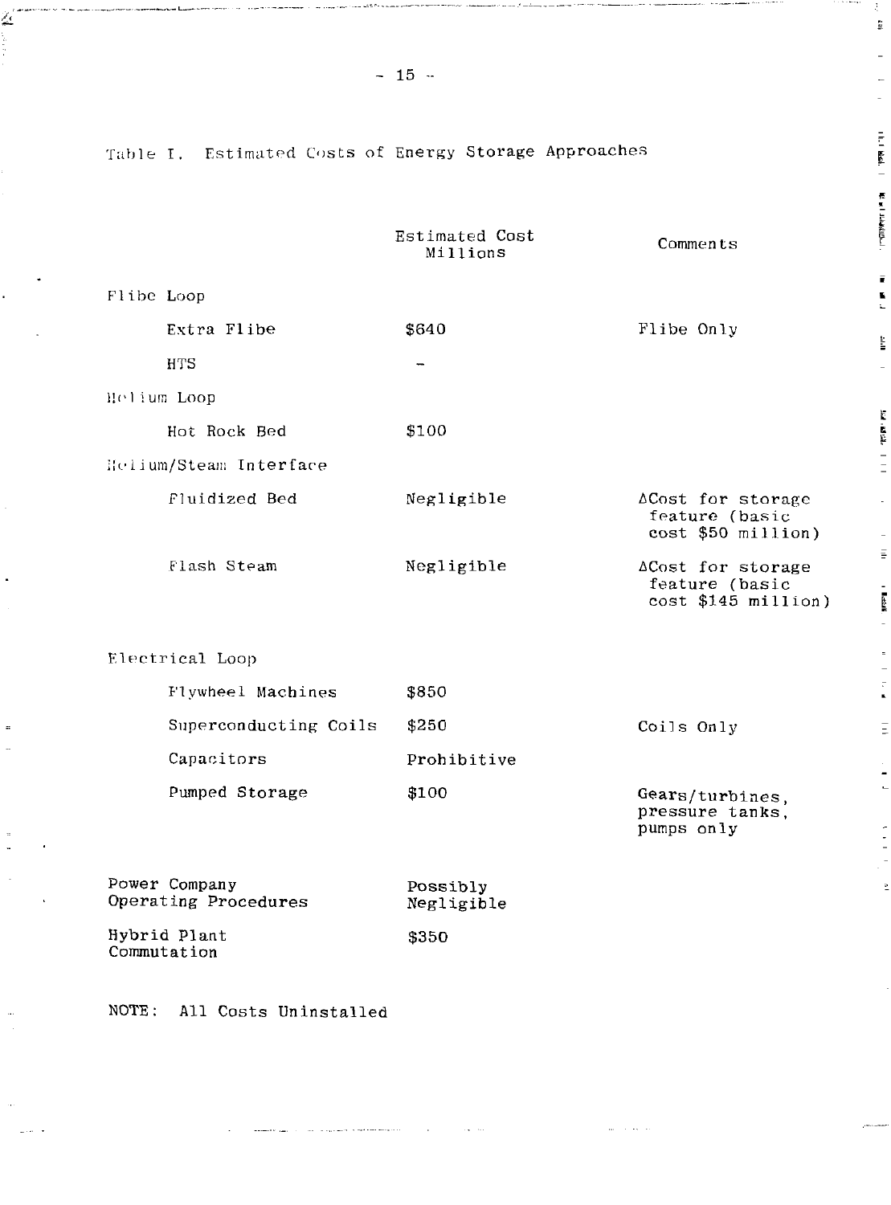Table I. Estimated Costs of Energy Storage Approaches

| | Estimated Cost Millions | Comments |
|---|---|---|
| Flibe Loop | | |
| Extra Flibe | \$640 | Flibe Only |
| HTS | – | |
| Helium Loop | | |
| Hot Rock Bed | \$100 | |
| Helium/Steam Interface | | |
| Fluidized Bed | Negligible | ΔCost for storage feature (basic cost \$50 million) |
| Flash Steam | Negligible | ΔCost for storage feature (basic cost \$145 million) |
| Electrical Loop | | |
| Flywheel Machines | \$850 | |
| Superconducting Coils | \$250 | Coils Only |
| Capacitors | Prohibitive | |
| Pumped Storage | \$100 | Gears/turbines, pressure tanks, pumps only |
| Power Company Operating Procedures | Possibly Negligible | |
| Hybrid Plant Commutation | \$350 | |

NOTE: All Costs Uninstalled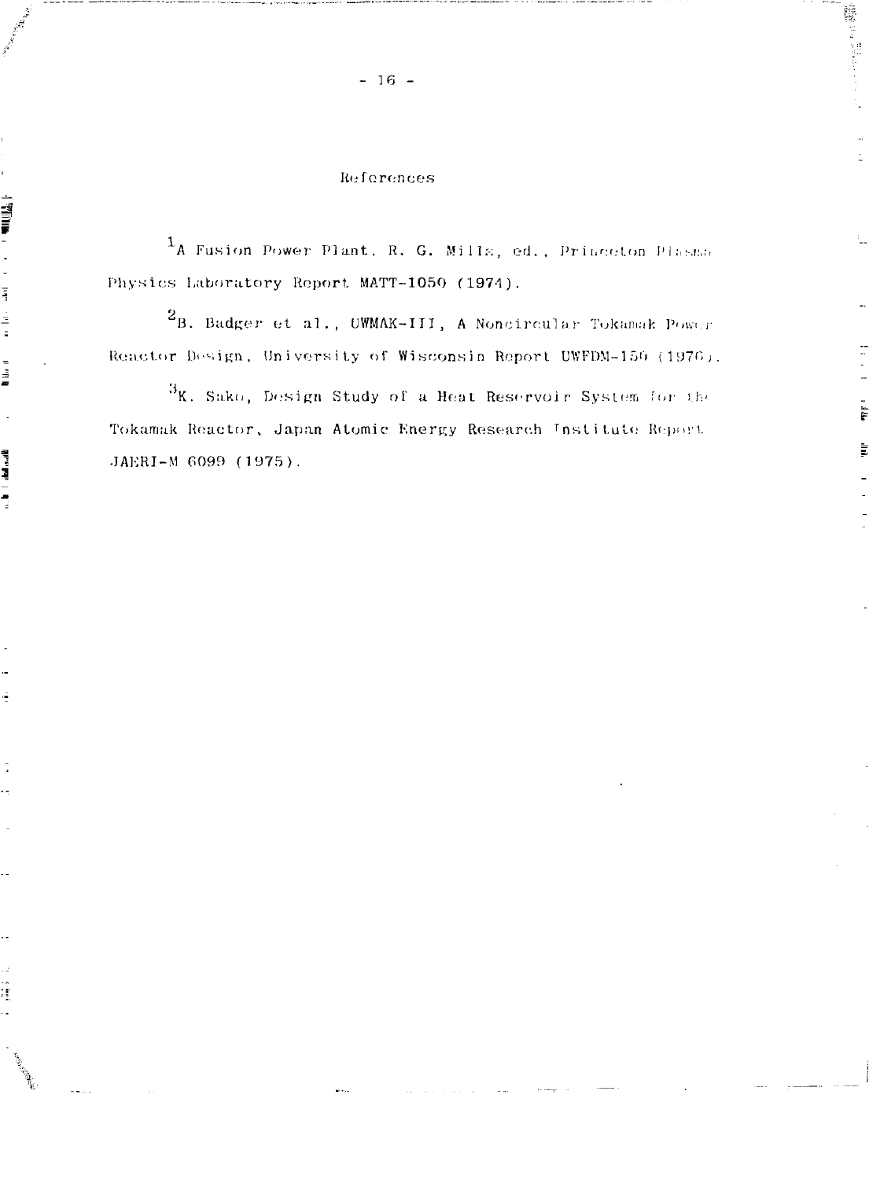# References

[1]A Fusion Power Plant, R. G. Mills, ed., Princeton Plasma Physics Laboratory Report MATT-1050 (1974).

[2]B. Badger et al., UWMAK-III, A Noncircular Tokamak Power Reactor Design, University of Wisconsin Report UWFDM-150 (1976).

[3]K. Sako, Design Study of a Heat Reservoir System for the Tokamak Reactor, Japan Atomic Energy Research Institute Report JAERI-M 6099 (1975).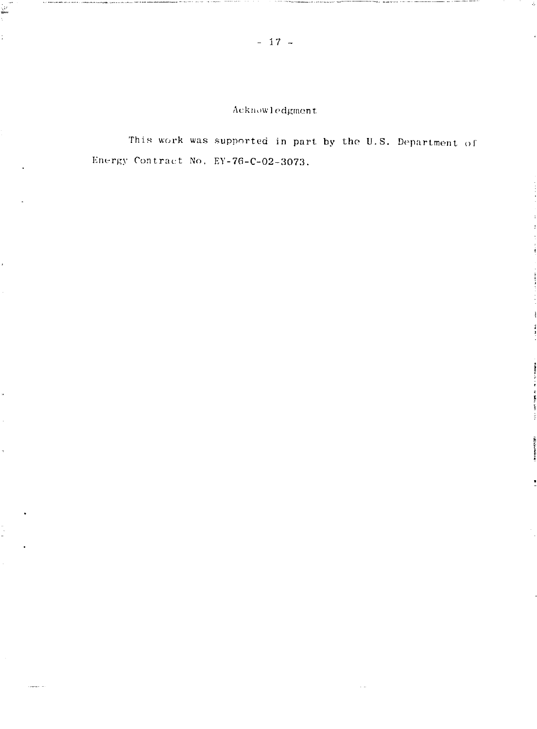## Acknowledgment

This work was supported in part by the U.S. Department of Energy Contract No. EY-76-C-02-3073.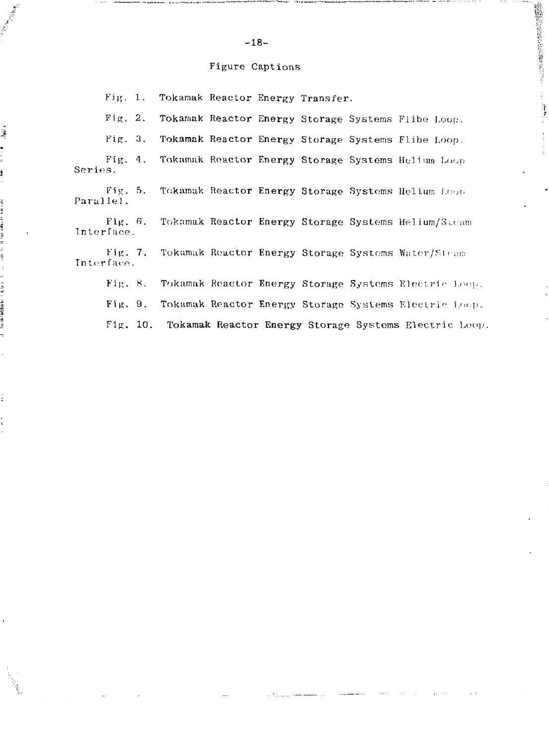## Figure Captions

Fig. 1. Tokamak Reactor Energy Transfer.

Fig. 2. Tokamak Reactor Energy Storage Systems Flibe Loop.

Fig. 3. Tokamak Reactor Energy Storage Systems Flibe Loop.

Fig. 4. Tokamak Reactor Energy Storage Systems Helium Loop Series.

Fig. 5. Tokamak Reactor Energy Storage Systems Helium Loop Parallel.

Fig. 6. Tokamak Reactor Energy Storage Systems Helium/Steam Interface.

Fig. 7. Tokamak Reactor Energy Storage Systems Water/Steam Interface.

Fig. 8. Tokamak Reactor Energy Storage Systems Electric Loop.

Fig. 9. Tokamak Reactor Energy Storage Systems Electric Loop.

Fig. 10. Tokamak Reactor Energy Storage Systems Electric Loop.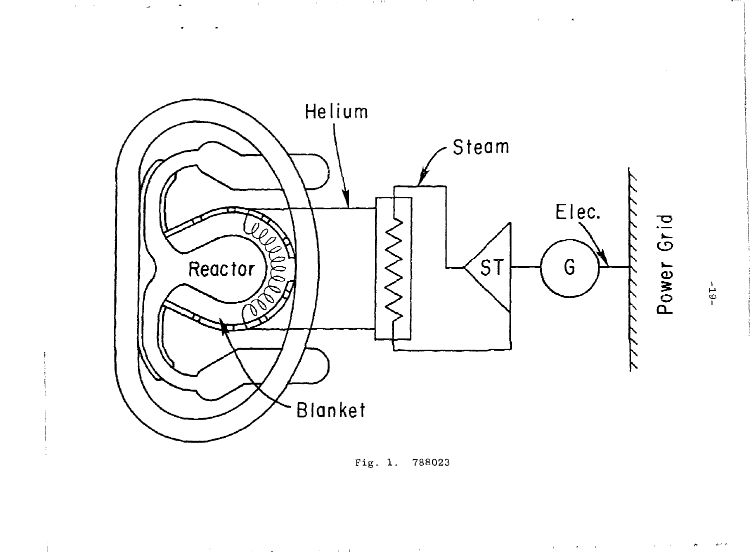Helium

Steam

Elec.

Reactor

ST

G

Power Grid

Blanket

Fig. 1. 788023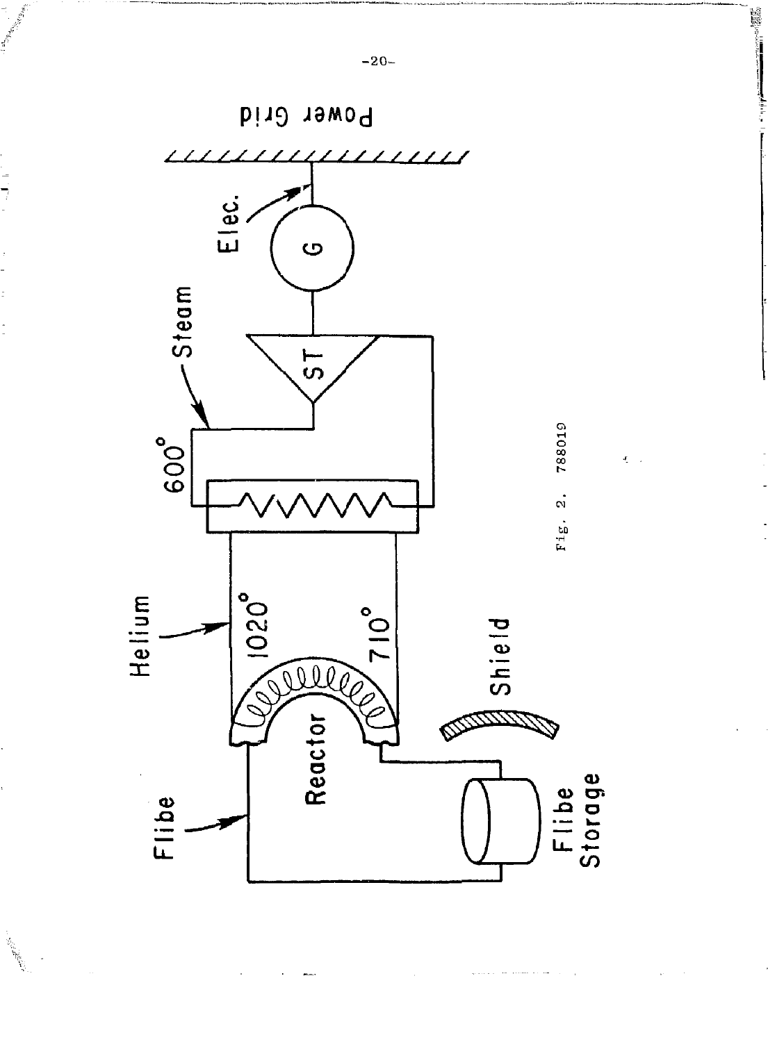Power Grid

Elec.

G

Steam

ST

600°

Helium

1020°

710°

Reactor

Shield

Flibe

Flibe Storage

Fig. 2. 788019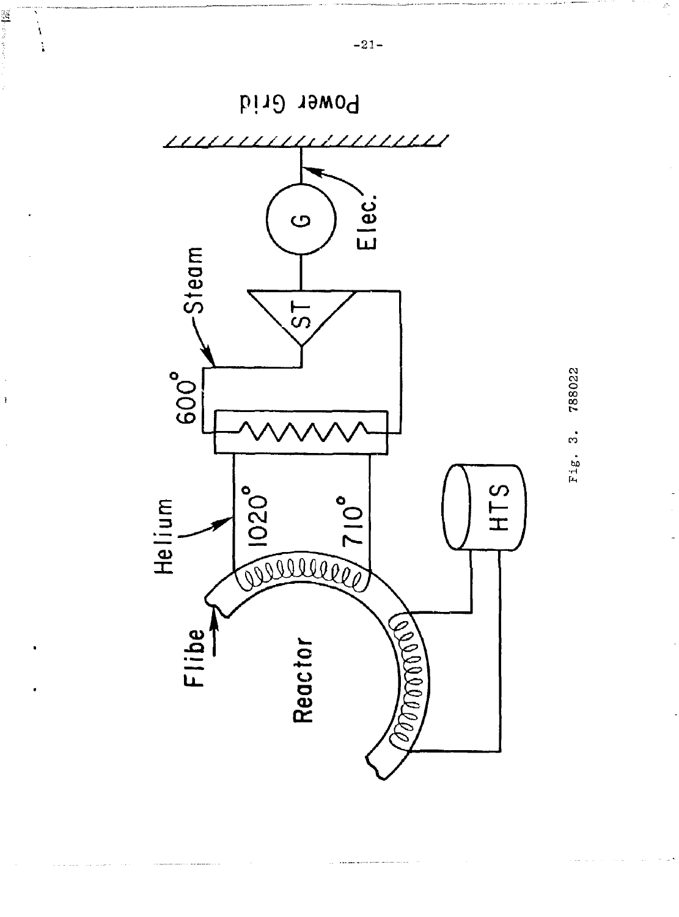Power Grid

Elec.

G

ST

Steam

600°

Helium

1020°

710°

HTS

Flibe

Reactor

Fig. 3. 788022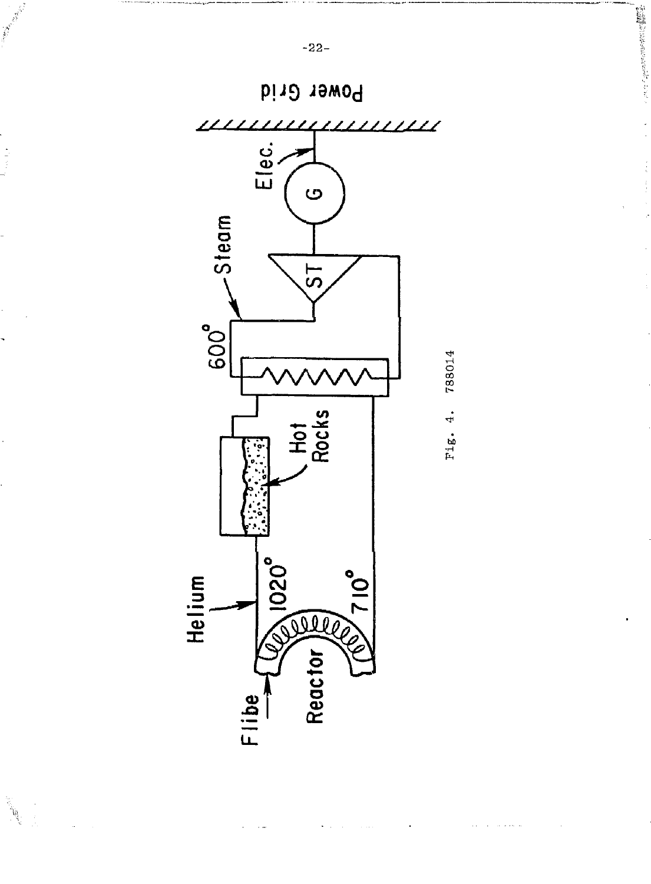Flibe

Reactor

Helium

1020°

710°

Hot Rocks

600°

Steam

ST

G

Elec.

Power Grid

Fig. 4. 788014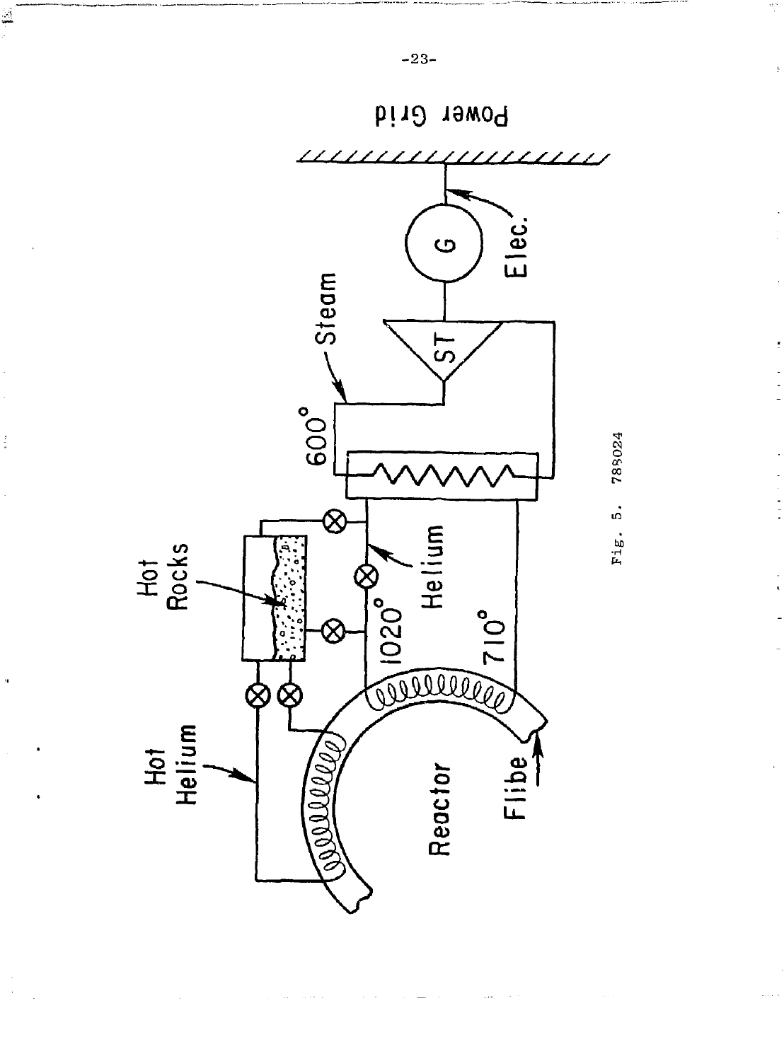Power Grid

Elec.

G

ST

Steam

600°

Hot Rocks

Helium

1020°

710°

Hot Helium

Reactor

Flibe

Fig. 5. 788024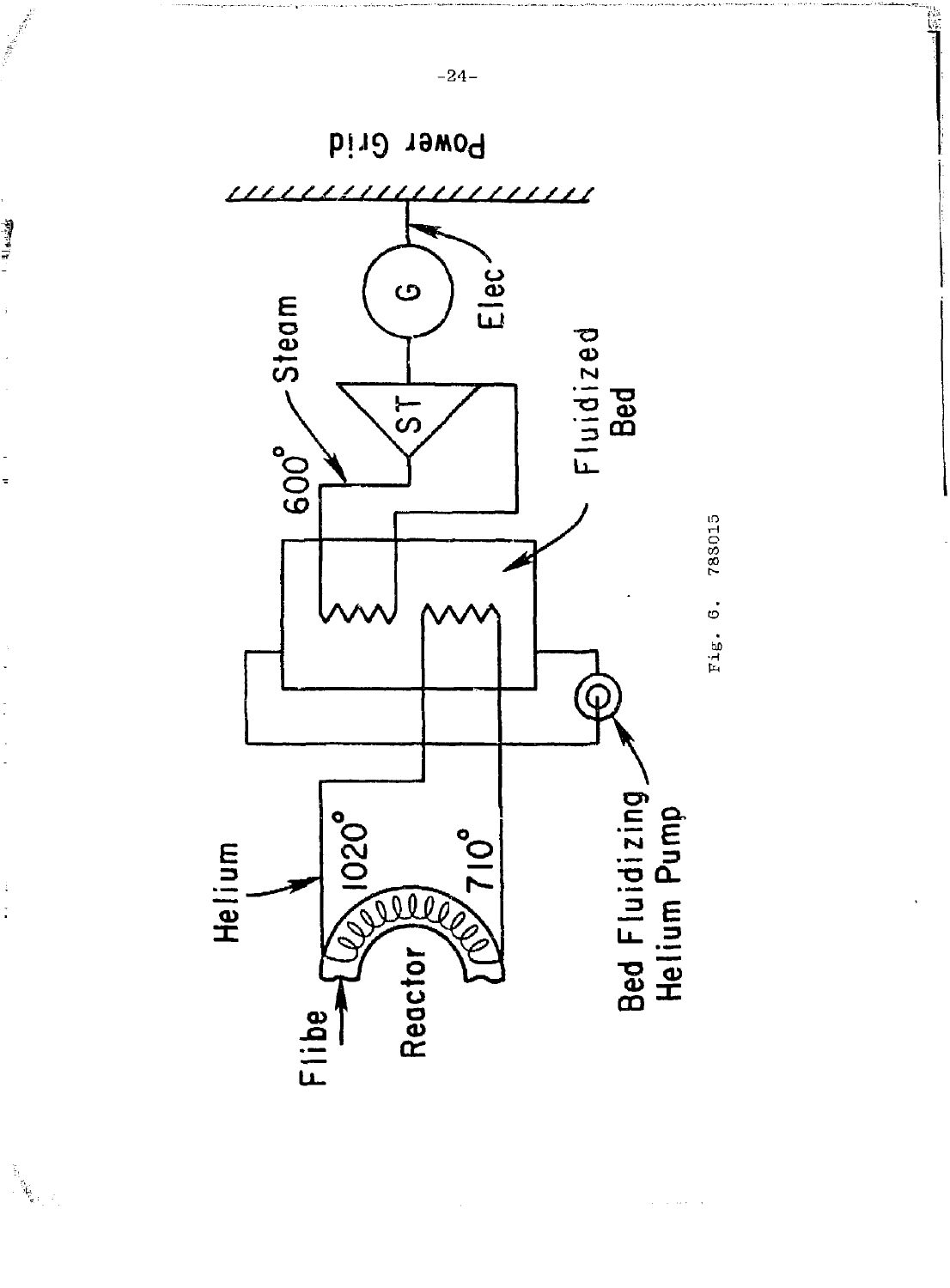Power Grid

Elec

G

ST

Steam

600°

Fluidized
Bed

Helium

1020°

710°

Flibe

Reactor

Bed Fluidizing
Helium Pump

Fig. 6. 788015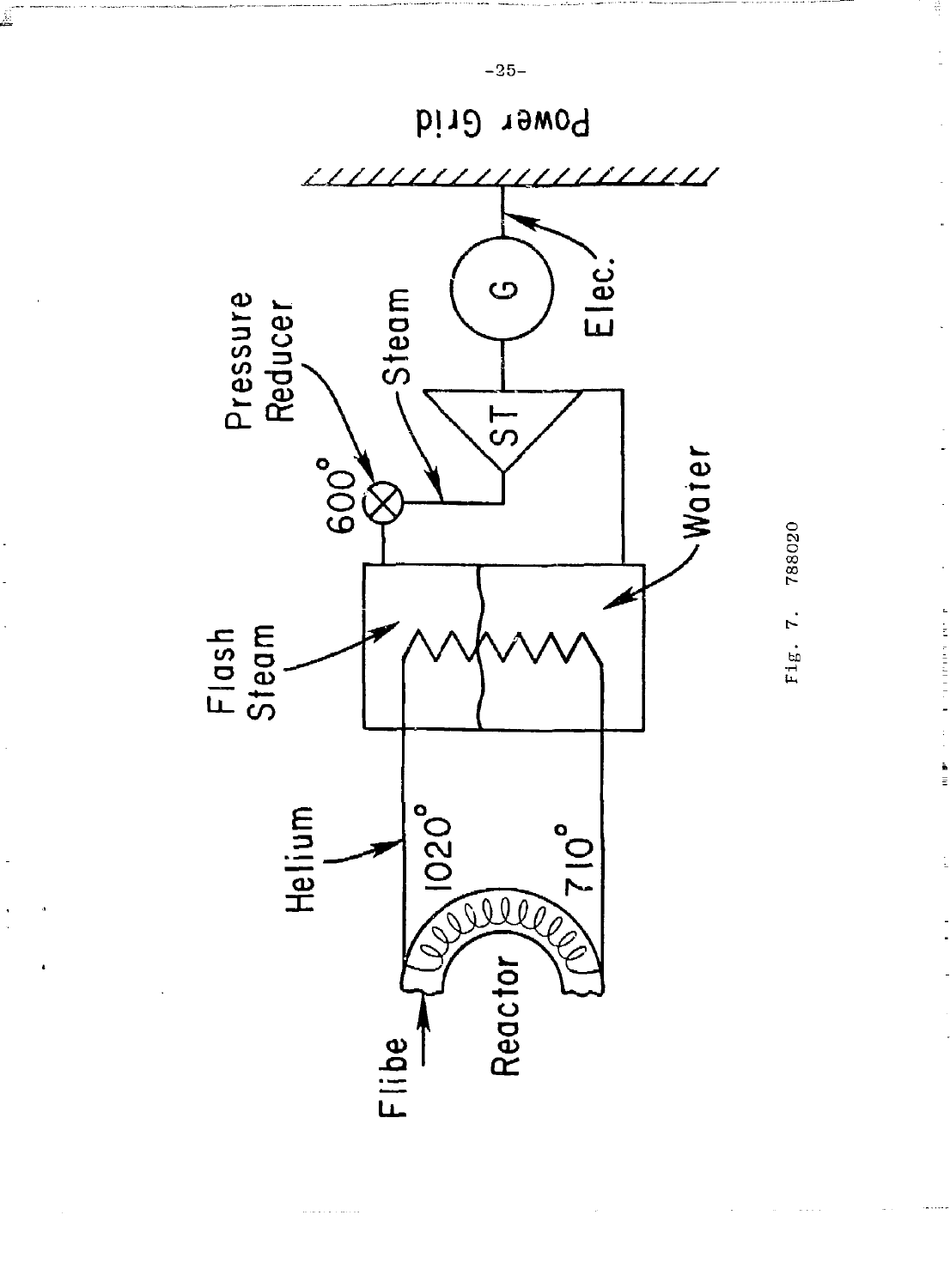Flibe

Reactor

Helium

1020°

710°

Flash Steam

Water

600°

Pressure Reducer

Steam

ST

G

Elec.

Power Grid

Fig. 7. 788020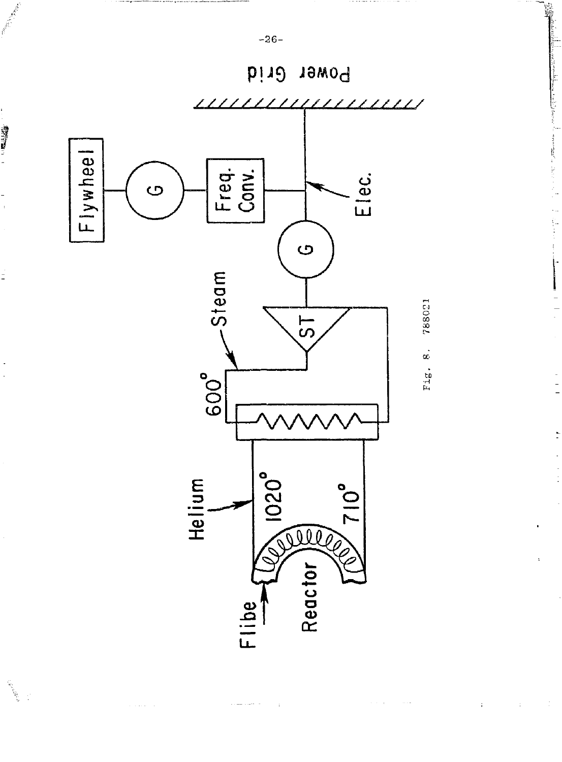Flibe

Reactor

Helium

1020°

710°

600°

Steam

ST

G

Elec.

Freq. Conv.

G

Flywheel

Power Grid

Fig. 8. 788021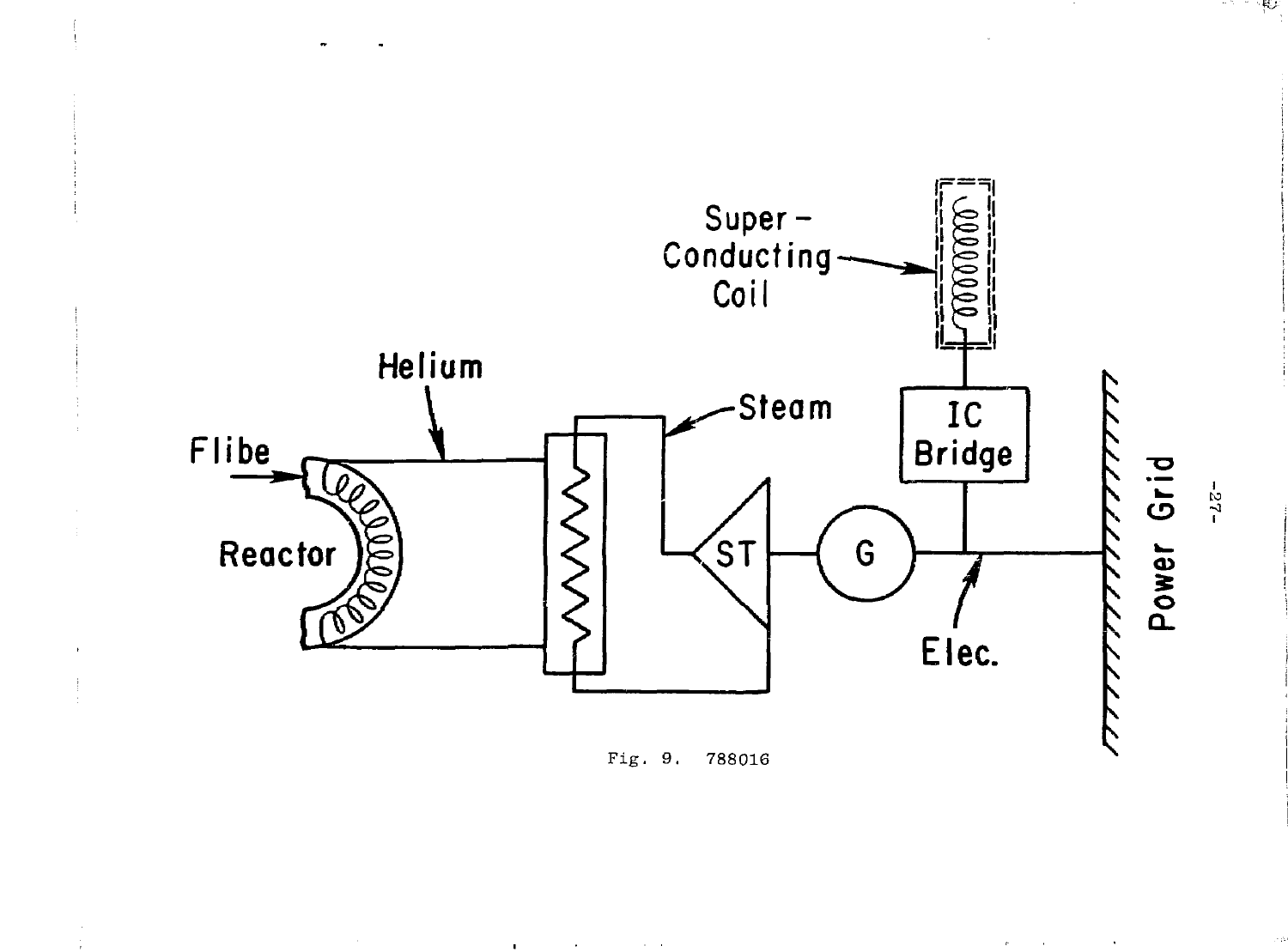Super-
Conducting
Coil

Helium

Steam

IC
Bridge

Flibe

Reactor

ST

G

Elec.

Power Grid

Fig. 9. 788016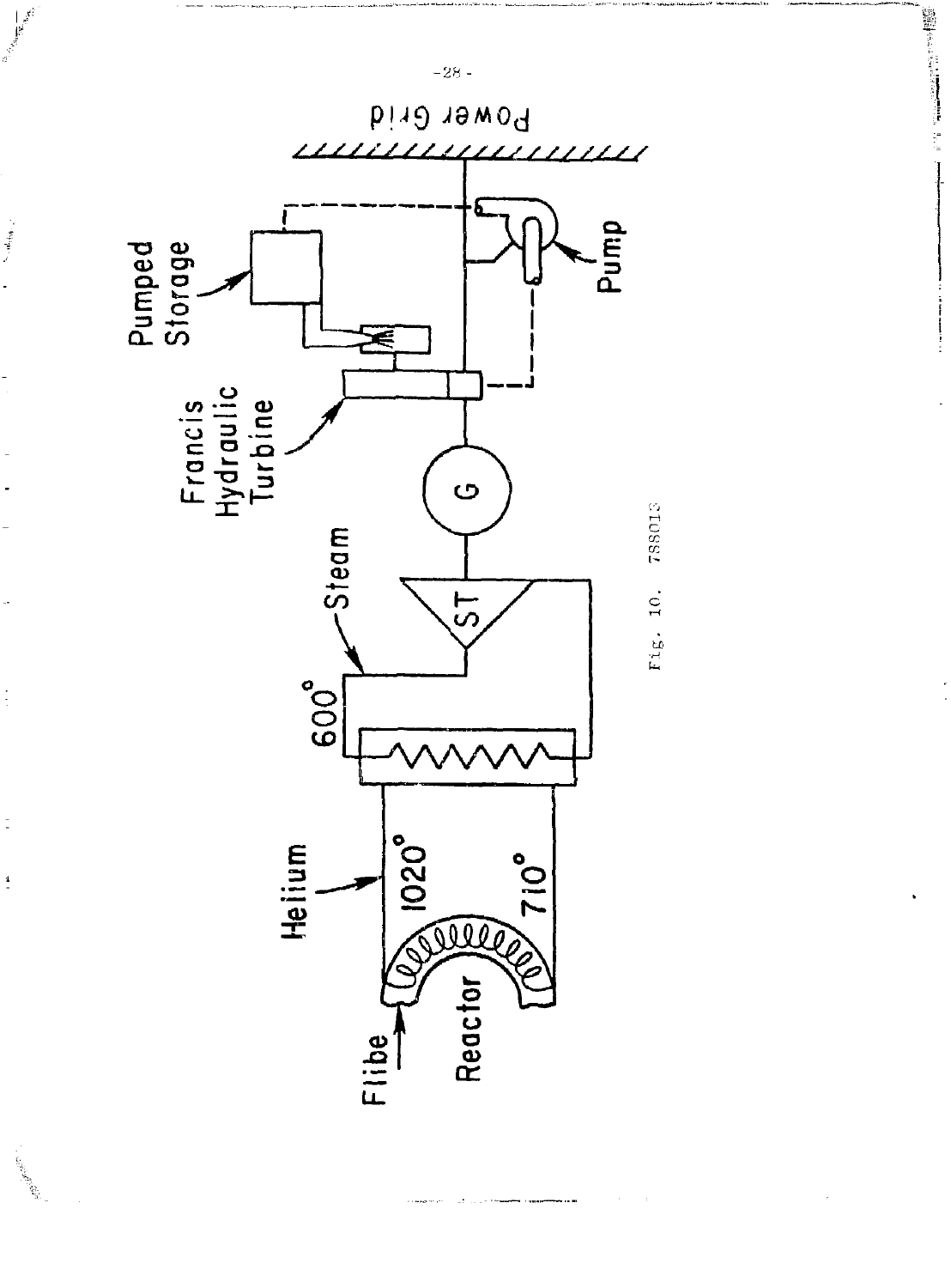Power Grid

Pumped Storage

Pump

Francis Hydraulic Turbine

Steam

600°

ST

G

Helium

1020°

710°

Flibe

Reactor

Fig. 10. 788013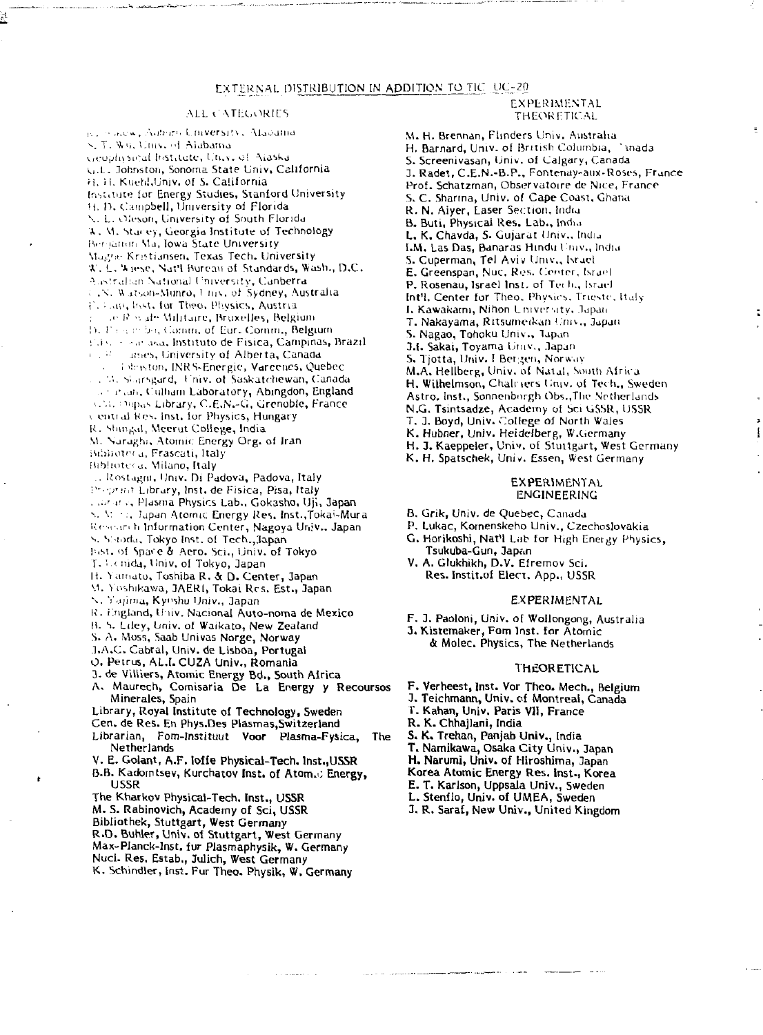## EXTERNAL DISTRIBUTION IN ADDITION TO TIC UC-20

### ALL CATEGORIES

R. C. Askew, Auburn University, Alabama
S. T. Wu, Univ. of Alabama
Geophysical Institute, Univ. of Alaska
G.L. Johnston, Sonoma State Univ, California
H. H. Kuehl, Univ. of S. California
Institute for Energy Studies, Stanford University
H. D. Campbell, University of Florida
N. L. Oleson, University of South Florida
W. M. Stacey, Georgia Institute of Technology
Benjamin Ma, Iowa State University
Magne Kristiansen, Texas Tech. University
W. L. Wiese, Nat'l Bureau of Standards, Wash., D.C.
Australian National University, Canberra
C. N. Watson-Munro, Univ. of Sydney, Australia
F. Cap, Inst. for Theo. Physics, Austria
Ecole Royale Militaire, Bruxelles, Belgium
D. Palumbo, Comm. of Eur. Comm., Belgium
P.H. Sakanaka, Instituto de Fisica, Campinas, Brazil
C. R. James, University of Alberta, Canada
... Johnston, INRS-Energie, Varennes, Quebec
... M. Skarsgard, Univ. of Saskatchewan, Canada
... Culham Laboratory, Abingdon, England
... Library, C.E.N.-G, Grenoble, France
Central Res. Inst. for Physics, Hungary
R. Shingal, Meerut College, India
M. Naraghi, Atomic Energy Org. of Iran
Biblioteca, Frascati, Italy
Biblioteca, Milano, Italy
... Rostagni, Univ. Di Padova, Padova, Italy
Preprint Library, Inst. de Fisica, Pisa, Italy
... Plasma Physics Lab., Gokasho, Uji, Japan
S. ..., Japan Atomic Energy Res. Inst., Tokai-Mura
Research Information Center, Nagoya Univ., Japan
S. Shioda, Tokyo Inst. of Tech., Japan
Inst. of Space & Aero. Sci., Univ. of Tokyo
T. Uchida, Univ. of Tokyo, Japan
H. Yamato, Toshiba R. & D. Center, Japan
M. Yoshikawa, JAERI, Tokai Res. Est., Japan
N. Yajima, Kyushu Univ., Japan
R. England, Univ. Nacional Auto-noma de Mexico
B. S. Liley, Univ. of Waikato, New Zealand
S. A. Moss, Saab Univas Norge, Norway
J.A.C. Cabral, Univ. de Lisboa, Portugal
O. Petrus, AL.I. CUZA Univ., Romania
J. de Villiers, Atomic Energy Bd., South Africa
A. Maurech, Comisaria De La Energy y Recoursos Minerales, Spain
Library, Royal Institute of Technology, Sweden
Cen. de Res. En Phys.Des Plasmas, Switzerland
Librarian, Fom-Instituut Voor Plasma-Fysica, The Netherlands
V. E. Golant, A.F. Ioffe Physical-Tech. Inst., USSR
B.B. Kadomtsev, Kurchatov Inst. of Atomic Energy, USSR
The Kharkov Physical-Tech. Inst., USSR
M. S. Rabinovich, Academy of Sci, USSR
Bibliothek, Stuttgart, West Germany
R.D. Buhler, Univ. of Stuttgart, West Germany
Max-Planck-Inst. fur Plasmaphysik, W. Germany
Nucl. Res. Estab., Julich, West Germany
K. Schindler, Inst. Fur Theo. Physik, W. Germany

### EXPERIMENTAL THEORETICAL

M. H. Brennan, Flinders Univ. Australia
H. Barnard, Univ. of British Columbia, Canada
S. Screenivasan, Univ. of Calgary, Canada
J. Radet, C.E.N.-B.P., Fontenay-aux-Roses, France
Prof. Schatzman, Observatoire de Nice, France
S. C. Sharma, Univ. of Cape Coast, Ghana
R. N. Aiyer, Laser Section, India
B. Buti, Physical Res. Lab., India
L. K. Chavda, S. Gujarat Univ., India
I.M. Las Das, Banaras Hindu Univ., India
S. Cuperman, Tel Aviv Univ., Israel
E. Greenspan, Nuc. Res. Center, Israel
P. Rosenau, Israel Inst. of Tech., Israel
Int'l. Center for Theo. Physics, Trieste, Italy
I. Kawakami, Nihon University, Japan
T. Nakayama, Ritsumeikan Univ., Japan
S. Nagao, Tohoku Univ., Japan
J.I. Sakai, Toyama Univ., Japan
S. Tjotta, Univ. I Bergen, Norway
M.A. Hellberg, Univ. of Natal, South Africa
H. Wilhelmson, Chalmers Univ. of Tech., Sweden
Astro. Inst., Sonnenborgh Obs., The Netherlands
N.G. Tsintsadze, Academy of Sci GSSR, USSR
T. J. Boyd, Univ. College of North Wales
K. Hubner, Univ. Heidelberg, W.Germany
H. J. Kaeppeler, Univ. of Stuttgart, West Germany
K. H. Spatschek, Univ. Essen, West Germany

### EXPERIMENTAL ENGINEERING

B. Grik, Univ. de Quebec, Canada
P. Lukac, Komenskeho Univ., Czechoslovakia
G. Horikoshi, Nat'l Lab for High Energy Physics, Tsukuba-Gun, Japan
V. A. Glukhikh, D.V. Efremov Sci. Res. Instit.of Elect. App., USSR

### EXPERIMENTAL

F. J. Paoloni, Univ. of Wollongong, Australia
J. Kistemaker, Fom Inst. for Atomic & Molec. Physics, The Netherlands

### THEORETICAL

F. Verheest, Inst. Vor Theo. Mech., Belgium
J. Teichmann, Univ. of Montreal, Canada
T. Kahan, Univ. Paris VII, France
R. K. Chhajlani, India
S. K. Trehan, Panjab Univ., India
T. Namikawa, Osaka City Univ., Japan
H. Narumi, Univ. of Hiroshima, Japan
Korea Atomic Energy Res. Inst., Korea
E. T. Karlson, Uppsala Univ., Sweden
L. Stenflo, Univ. of UMEA, Sweden
J. R. Saraf, New Univ., United Kingdom